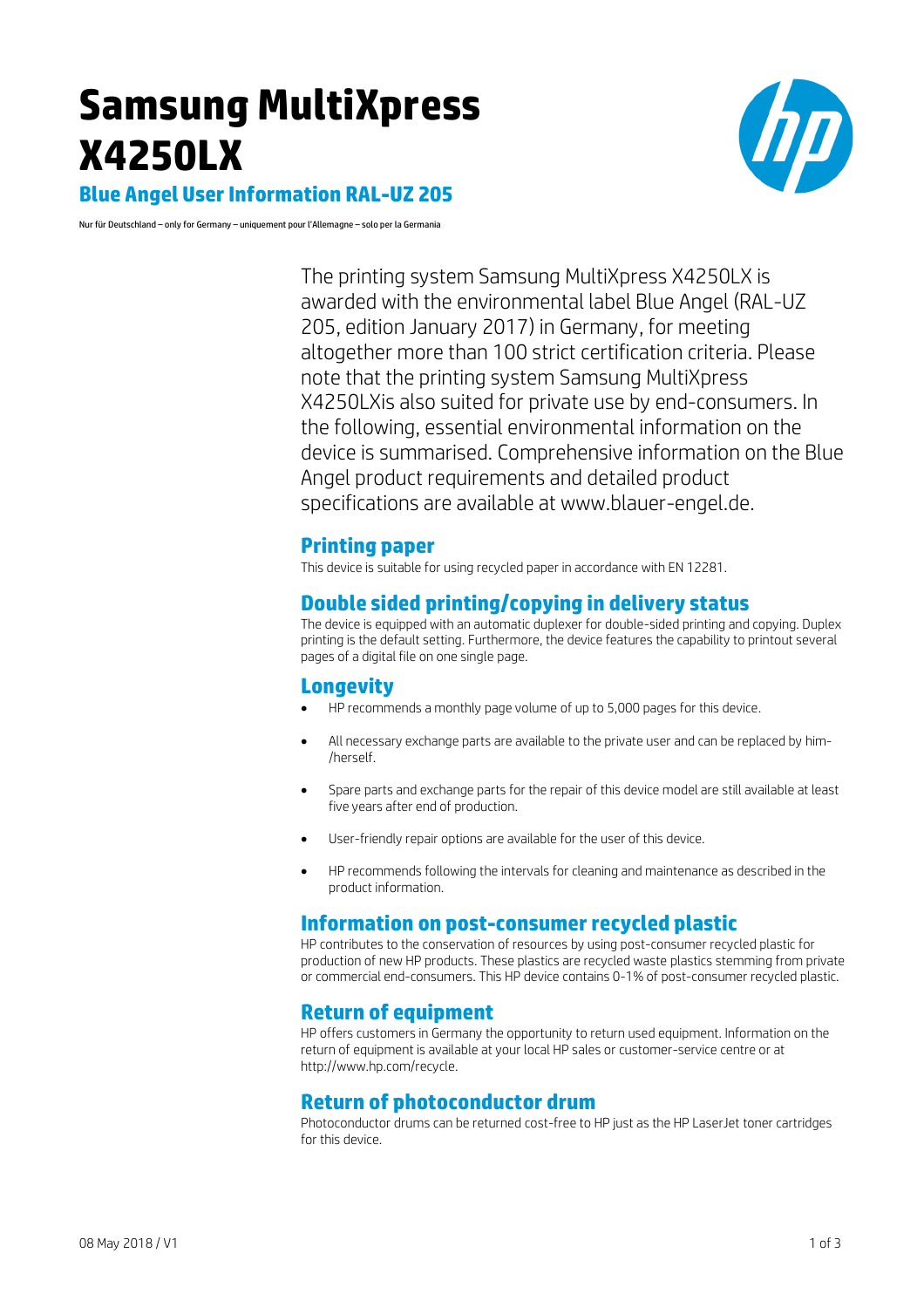# Samsung MultiXpress X4250LX

## Blue Angel User Information RAL-UZ 205

Nur für Deutschland – only for Germany – uniquement pour l'Allemagne – solo per la Germania

The printing system Samsung MultiXpress X4250LX is awarded with the environmental label Blue Angel (RAL-UZ 205, edition January 2017) in Germany, for meeting altogether more than 100 strict certification criteria. Please note that the printing system Samsung MultiXpress X4250LXis also suited for private use by end-consumers. In the following, essential environmental information on the device is summarised. Comprehensive information on the Blue Angel product requirements and detailed product specifications are available at www.blauer-engel.de.

### Printing paper

This device is suitable for using recycled paper in accordance with EN 12281.

### Double sided printing/copying in delivery status

The device is equipped with an automatic duplexer for double-sided printing and copying. Duplex printing is the default setting. Furthermore, the device features the capability to printout several pages of a digital file on one single page.

### Longevity

- HP recommends a monthly page volume of up to 5,000 pages for this device.
- All necessary exchange parts are available to the private user and can be replaced by him-/herself.
- Spare parts and exchange parts for the repair of this device model are still available at least five years after end of production.
- User-friendly repair options are available for the user of this device.
- HP recommends following the intervals for cleaning and maintenance as described in the product information.

### Information on post-consumer recycled plastic

HP contributes to the conservation of resources by using post-consumer recycled plastic for production of new HP products. These plastics are recycled waste plastics stemming from private or commercial end-consumers. This HP device contains 0-1% of post-consumer recycled plastic.

### Return of equipment

HP offers customers in Germany the opportunity to return used equipment. Information on the return of equipment is available at your local HP sales or customer-service centre or at http://www.hp.com/recycle.

### Return of photoconductor drum

Photoconductor drums can be returned cost-free to HP just as the HP LaserJet toner cartridges for this device.

08 May 2018 / V1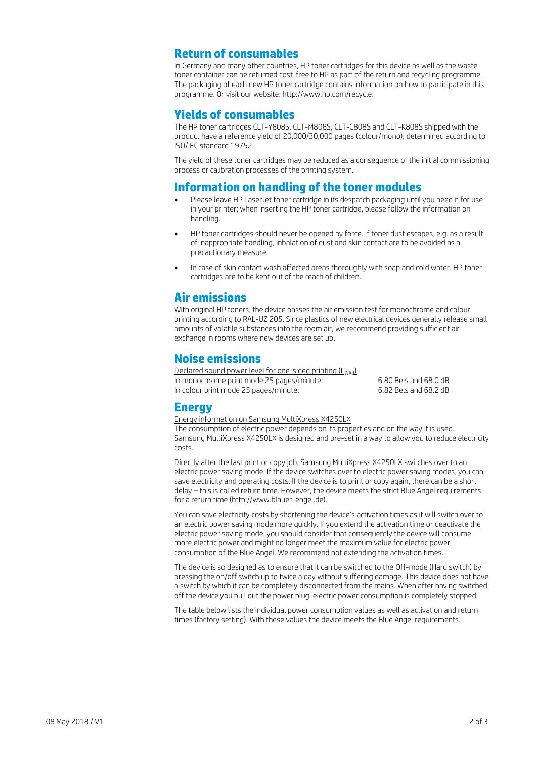## Return of consumables

In Germany and many other countries, HP toner cartridges for this device as well as the waste toner container can be returned cost-free to HP as part of the return and recycling programme. The packaging of each new HP toner cartridge contains information on how to participate in this programme. Or visit our website: http://www.hp.com/recycle.

## Yields of consumables

The HP toner cartridges CLT-Y808S, CLT-M808S, CLT-C808S and CLT-K808S shipped with the product have a reference yield of 20,000/30,000 pages (colour/mono), determined according to ISO/IEC standard 19752.

The yield of these toner cartridges may be reduced as a consequence of the initial commissioning process or calibration processes of the printing system.

## Information on handling of the toner modules

- Please leave HP LaserJet toner cartridge in its despatch packaging until you need it for use in your printer; when inserting the HP toner cartridge, please follow the information on handling.
- HP toner cartridges should never be opened by force. If toner dust escapes, e.g. as a result of inappropriate handling, inhalation of dust and skin contact are to be avoided as a precautionary measure.
- In case of skin contact wash affected areas thoroughly with soap and cold water. HP toner cartridges are to be kept out of the reach of children.

## Air emissions

With original HP toners, the device passes the air emission test for monochrome and colour printing according to RAL-UZ 205. Since plastics of new electrical devices generally release small amounts of volatile substances into the room air, we recommend providing sufficient air exchange in rooms where new devices are set up.

## Noise emissions

Declared sound power level for one-sided printing ($L_{WAd}$)

| | |
|---|---|
| In monochrome print mode 25 pages/minute: | 6.80 Bels and 68.0 dB |
| In colour print mode 25 pages/minute: | 6.82 Bels and 68.2 dB |

## Energy

Energy information on Samsung MultiXpress X4250LX

The consumption of electric power depends on its properties and on the way it is used. Samsung MultiXpress X4250LX is designed and pre-set in a way to allow you to reduce electricity costs.

Directly after the last print or copy job, Samsung MultiXpress X4250LX switches over to an electric power saving mode. If the device switches over to electric power saving modes, you can save electricity and operating costs. If the device is to print or copy again, there can be a short delay – this is called return time. However, the device meets the strict Blue Angel requirements for a return time (http://www.blauer-engel.de).

You can save electricity costs by shortening the device's activation times as it will switch over to an electric power saving mode more quickly. If you extend the activation time or deactivate the electric power saving mode, you should consider that consequently the device will consume more electric power and might no longer meet the maximum value for electric power consumption of the Blue Angel. We recommend not extending the activation times.

The device is so designed as to ensure that it can be switched to the Off-mode (Hard switch) by pressing the on/off switch up to twice a day without suffering damage. This device does not have a switch by which it can be completely disconnected from the mains. When after having switched off the device you pull out the power plug, electric power consumption is completely stopped.

The table below lists the individual power consumption values as well as activation and return times (factory setting). With these values the device meets the Blue Angel requirements.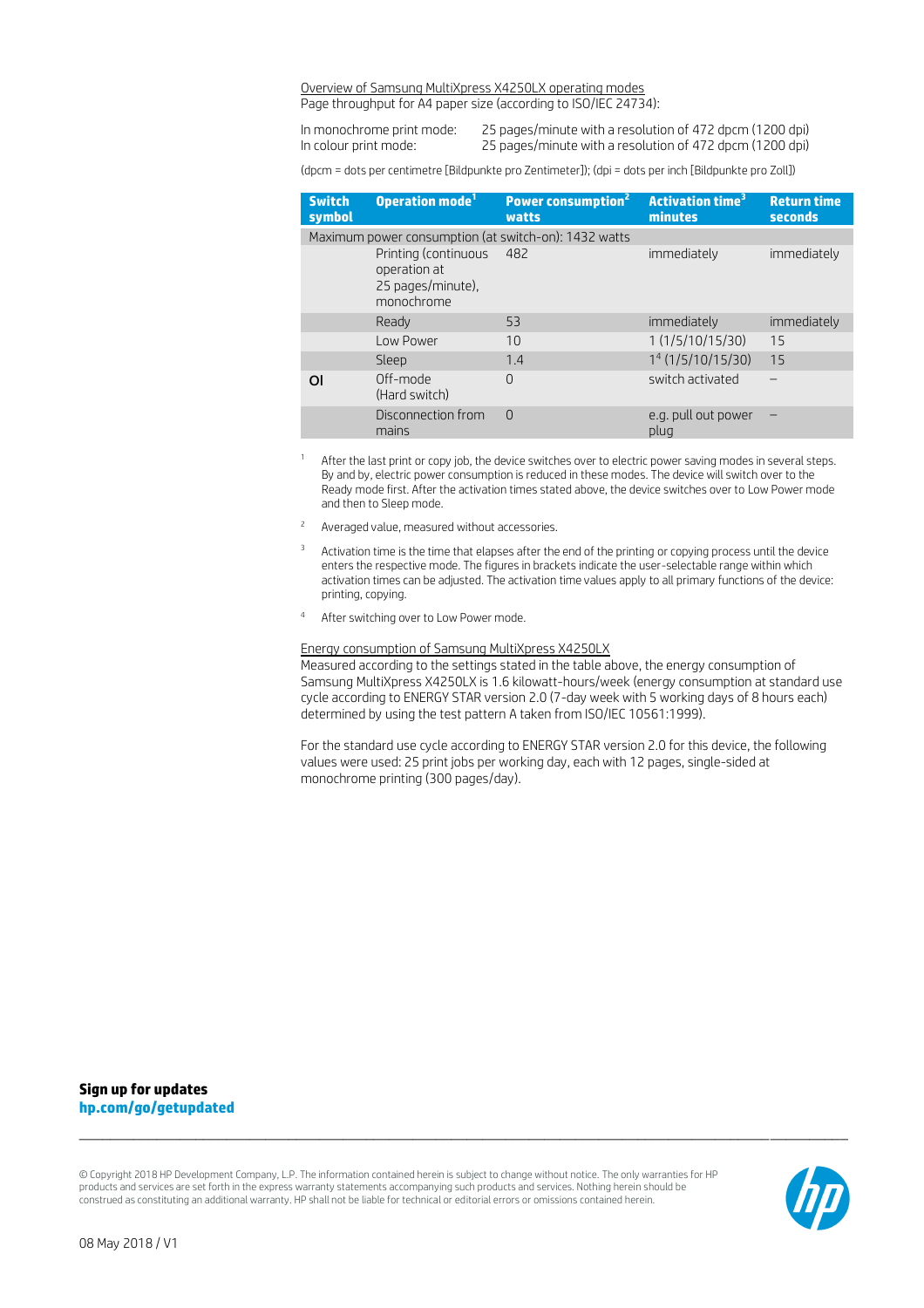Overview of Samsung MultiXpress X4250LX operating modes

Page throughput for A4 paper size (according to ISO/IEC 24734):

In monochrome print mode: 25 pages/minute with a resolution of 472 dpcm (1200 dpi)
In colour print mode: 25 pages/minute with a resolution of 472 dpcm (1200 dpi)

(dpcm = dots per centimetre [Bildpunkte pro Zentimeter]); (dpi = dots per inch [Bildpunkte pro Zoll])

| Switch symbol | Operation mode[1] | Power consumption[2] watts | Activation time[3] minutes | Return time seconds |
|---|---|---|---|---|
| Maximum power consumption (at switch-on): 1432 watts | | | | |
| | Printing (continuous operation at 25 pages/minute), monochrome | 482 | immediately | immediately |
| | Ready | 53 | immediately | immediately |
| | Low Power | 10 | 1 (1/5/10/15/30) | 15 |
| | Sleep | 1.4 | 1[4] (1/5/10/15/30) | 15 |
| OI | Off-mode (Hard switch) | 0 | switch activated | – |
| | Disconnection from mains | 0 | e.g. pull out power plug | – |

[1] After the last print or copy job, the device switches over to electric power saving modes in several steps. By and by, electric power consumption is reduced in these modes. The device will switch over to the Ready mode first. After the activation times stated above, the device switches over to Low Power mode and then to Sleep mode.

[2] Averaged value, measured without accessories.

[3] Activation time is the time that elapses after the end of the printing or copying process until the device enters the respective mode. The figures in brackets indicate the user-selectable range within which activation times can be adjusted. The activation time values apply to all primary functions of the device: printing, copying.

[4] After switching over to Low Power mode.

Energy consumption of Samsung MultiXpress X4250LX

Measured according to the settings stated in the table above, the energy consumption of Samsung MultiXpress X4250LX is 1.6 kilowatt-hours/week (energy consumption at standard use cycle according to ENERGY STAR version 2.0 (7-day week with 5 working days of 8 hours each) determined by using the test pattern A taken from ISO/IEC 10561:1999).

For the standard use cycle according to ENERGY STAR version 2.0 for this device, the following values were used: 25 print jobs per working day, each with 12 pages, single-sided at monochrome printing (300 pages/day).

**Sign up for updates**
**hp.com/go/getupdated**

© Copyright 2018 HP Development Company, L.P. The information contained herein is subject to change without notice. The only warranties for HP products and services are set forth in the express warranty statements accompanying such products and services. Nothing herein should be construed as constituting an additional warranty. HP shall not be liable for technical or editorial errors or omissions contained herein.

08 May 2018 / V1